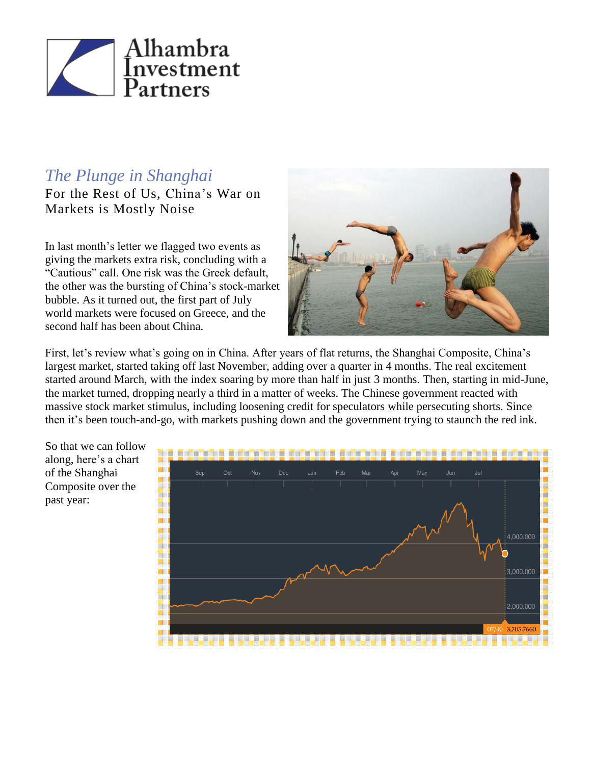# The Plunge in Shanghai

## For the Rest of Us, China's War on Markets is Mostly Noise

In last month's letter we flagged two events as giving the markets extra risk, concluding with a "Cautious" call. One risk was the Greek default, the other was the bursting of China's stock-market bubble. As it turned out, the first part of July world markets were focused on Greece, and the second half has been about China.

First, let's review what's going on in China. After years of flat returns, the Shanghai Composite, China's largest market, started taking off last November, adding over a quarter in 4 months. The real excitement started around March, with the index soaring by more than half in just 3 months. Then, starting in mid-June, the market turned, dropping nearly a third in a matter of weeks. The Chinese government reacted with massive stock market stimulus, including loosening credit for speculators while persecuting shorts. Since then it's been touch-and-go, with markets pushing down and the government trying to staunch the red ink.

So that we can follow along, here's a chart of the Shanghai Composite over the past year: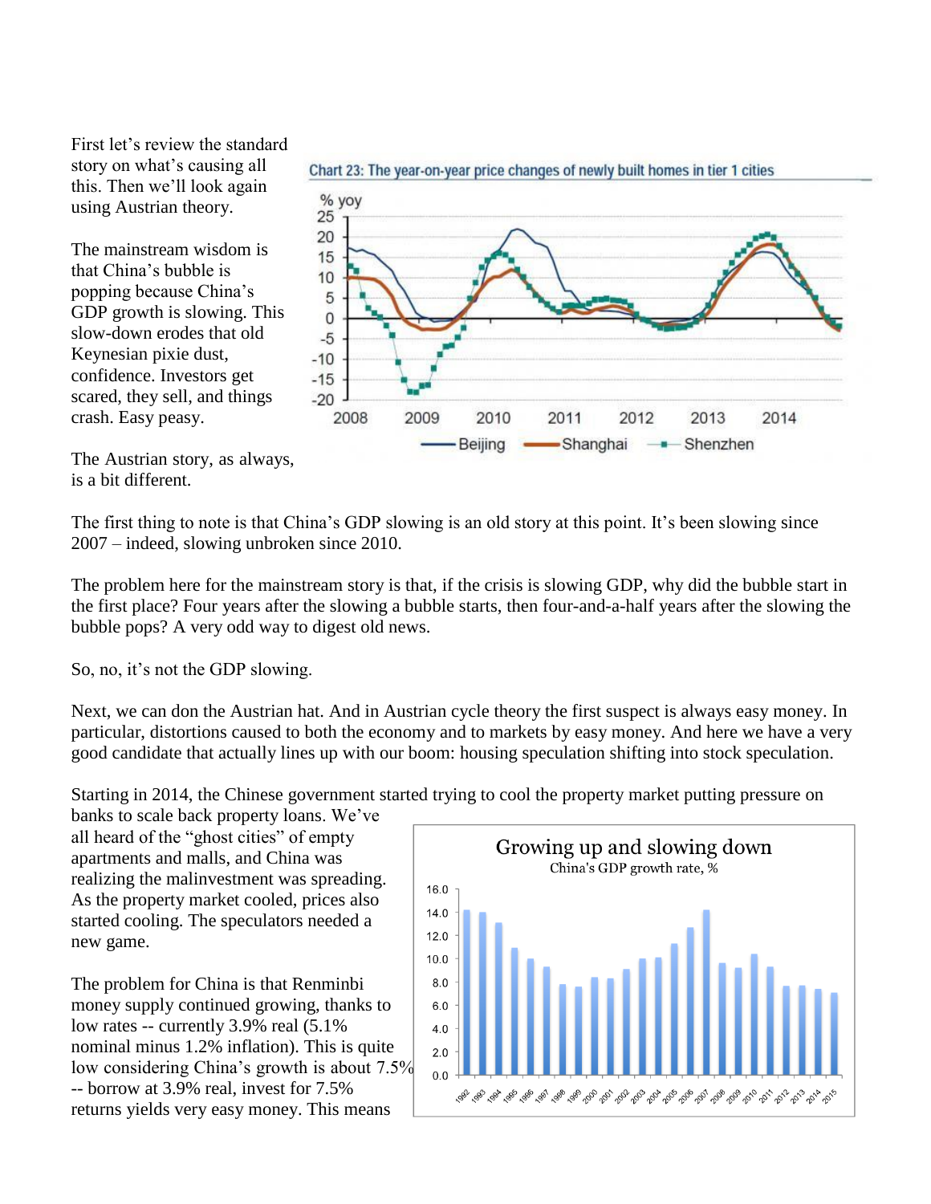First let's review the standard story on what's causing all this. Then we'll look again using Austrian theory.

The mainstream wisdom is that China's bubble is popping because China's GDP growth is slowing. This slow-down erodes that old Keynesian pixie dust, confidence. Investors get scared, they sell, and things crash. Easy peasy.

The Austrian story, as always, is a bit different.

The first thing to note is that China's GDP slowing is an old story at this point. It's been slowing since 2007 – indeed, slowing unbroken since 2010.

The problem here for the mainstream story is that, if the crisis is slowing GDP, why did the bubble start in the first place? Four years after the slowing a bubble starts, then four-and-a-half years after the slowing the bubble pops? A very odd way to digest old news.

So, no, it's not the GDP slowing.

Next, we can don the Austrian hat. And in Austrian cycle theory the first suspect is always easy money. In particular, distortions caused to both the economy and to markets by easy money. And here we have a very good candidate that actually lines up with our boom: housing speculation shifting into stock speculation.

Starting in 2014, the Chinese government started trying to cool the property market putting pressure on banks to scale back property loans. We've all heard of the "ghost cities" of empty apartments and malls, and China was realizing the malinvestment was spreading. As the property market cooled, prices also started cooling. The speculators needed a new game.

The problem for China is that Renminbi money supply continued growing, thanks to low rates -- currently 3.9% real (5.1% nominal minus 1.2% inflation). This is quite low considering China's growth is about 7.5% -- borrow at 3.9% real, invest for 7.5% returns yields very easy money. This means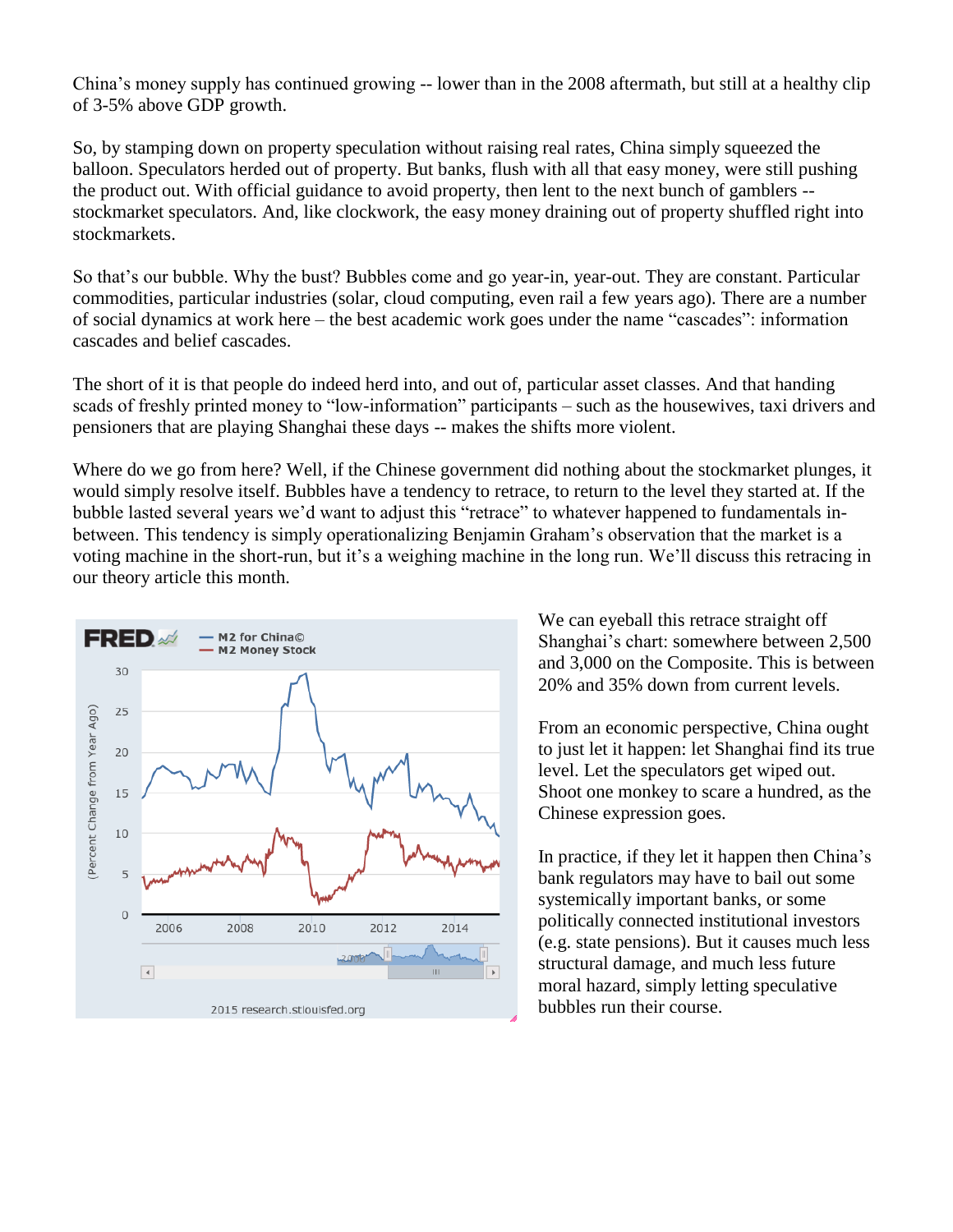China's money supply has continued growing -- lower than in the 2008 aftermath, but still at a healthy clip of 3-5% above GDP growth.

So, by stamping down on property speculation without raising real rates, China simply squeezed the balloon. Speculators herded out of property. But banks, flush with all that easy money, were still pushing the product out. With official guidance to avoid property, then lent to the next bunch of gamblers -- stockmarket speculators. And, like clockwork, the easy money draining out of property shuffled right into stockmarkets.

So that's our bubble. Why the bust? Bubbles come and go year-in, year-out. They are constant. Particular commodities, particular industries (solar, cloud computing, even rail a few years ago). There are a number of social dynamics at work here – the best academic work goes under the name "cascades": information cascades and belief cascades.

The short of it is that people do indeed herd into, and out of, particular asset classes. And that handing scads of freshly printed money to "low-information" participants – such as the housewives, taxi drivers and pensioners that are playing Shanghai these days -- makes the shifts more violent.

Where do we go from here? Well, if the Chinese government did nothing about the stockmarket plunges, it would simply resolve itself. Bubbles have a tendency to retrace, to return to the level they started at. If the bubble lasted several years we'd want to adjust this "retrace" to whatever happened to fundamentals in-between. This tendency is simply operationalizing Benjamin Graham's observation that the market is a voting machine in the short-run, but it's a weighing machine in the long run. We'll discuss this retracing in our theory article this month.

We can eyeball this retrace straight off Shanghai's chart: somewhere between 2,500 and 3,000 on the Composite. This is between 20% and 35% down from current levels.

From an economic perspective, China ought to just let it happen: let Shanghai find its true level. Let the speculators get wiped out. Shoot one monkey to scare a hundred, as the Chinese expression goes.

In practice, if they let it happen then China's bank regulators may have to bail out some systemically important banks, or some politically connected institutional investors (e.g. state pensions). But it causes much less structural damage, and much less future moral hazard, simply letting speculative bubbles run their course.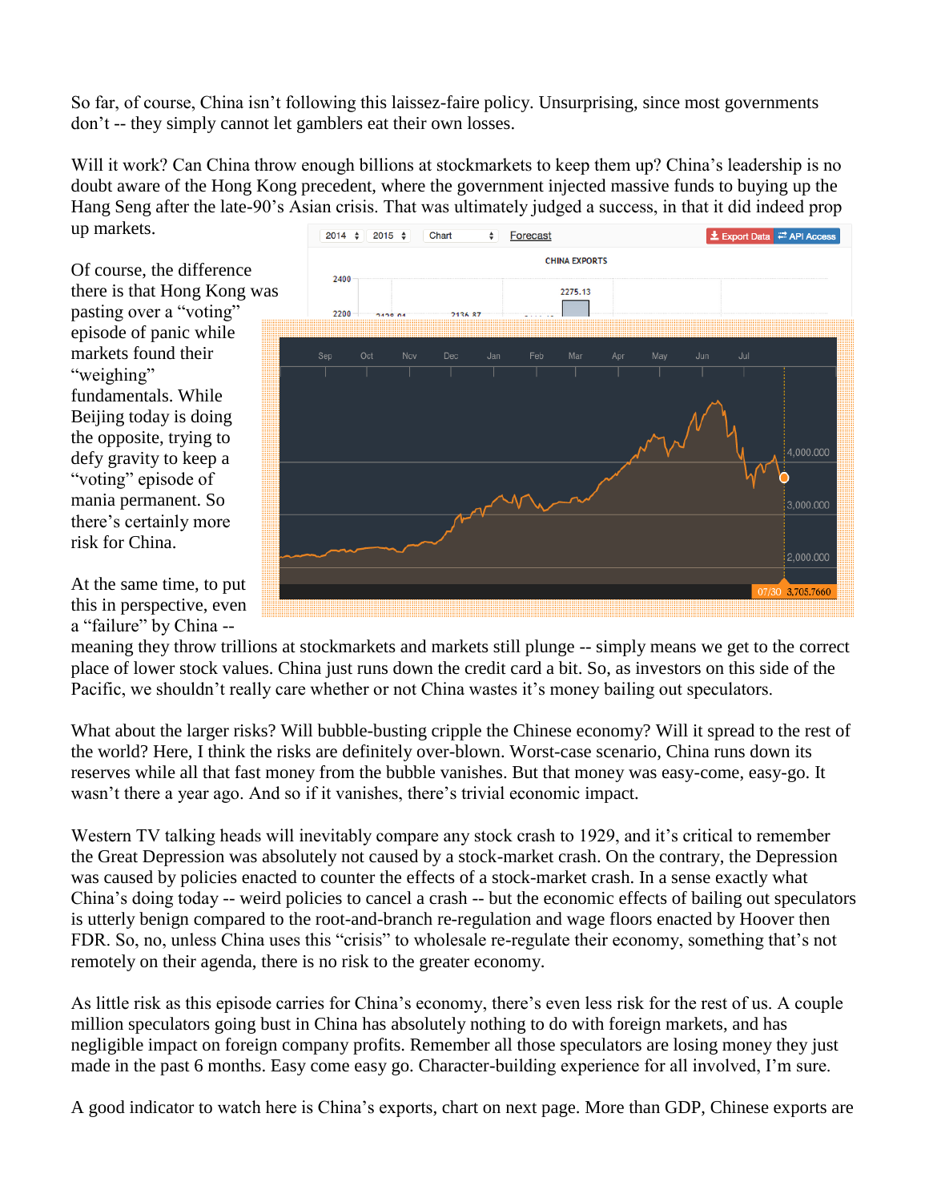So far, of course, China isn't following this laissez-faire policy. Unsurprising, since most governments don't -- they simply cannot let gamblers eat their own losses.

Will it work? Can China throw enough billions at stockmarkets to keep them up? China's leadership is no doubt aware of the Hong Kong precedent, where the government injected massive funds to buying up the Hang Seng after the late-90's Asian crisis. That was ultimately judged a success, in that it did indeed prop up markets.

Of course, the difference there is that Hong Kong was pasting over a "voting" episode of panic while markets found their "weighing" fundamentals. While Beijing today is doing the opposite, trying to defy gravity to keep a "voting" episode of mania permanent. So there's certainly more risk for China.

At the same time, to put this in perspective, even a "failure" by China -- meaning they throw trillions at stockmarkets and markets still plunge -- simply means we get to the correct place of lower stock values. China just runs down the credit card a bit. So, as investors on this side of the Pacific, we shouldn't really care whether or not China wastes it's money bailing out speculators.

What about the larger risks? Will bubble-busting cripple the Chinese economy? Will it spread to the rest of the world? Here, I think the risks are definitely over-blown. Worst-case scenario, China runs down its reserves while all that fast money from the bubble vanishes. But that money was easy-come, easy-go. It wasn't there a year ago. And so if it vanishes, there's trivial economic impact.

Western TV talking heads will inevitably compare any stock crash to 1929, and it's critical to remember the Great Depression was absolutely not caused by a stock-market crash. On the contrary, the Depression was caused by policies enacted to counter the effects of a stock-market crash. In a sense exactly what China's doing today -- weird policies to cancel a crash -- but the economic effects of bailing out speculators is utterly benign compared to the root-and-branch re-regulation and wage floors enacted by Hoover then FDR. So, no, unless China uses this "crisis" to wholesale re-regulate their economy, something that's not remotely on their agenda, there is no risk to the greater economy.

As little risk as this episode carries for China's economy, there's even less risk for the rest of us. A couple million speculators going bust in China has absolutely nothing to do with foreign markets, and has negligible impact on foreign company profits. Remember all those speculators are losing money they just made in the past 6 months. Easy come easy go. Character-building experience for all involved, I'm sure.

A good indicator to watch here is China's exports, chart on next page. More than GDP, Chinese exports are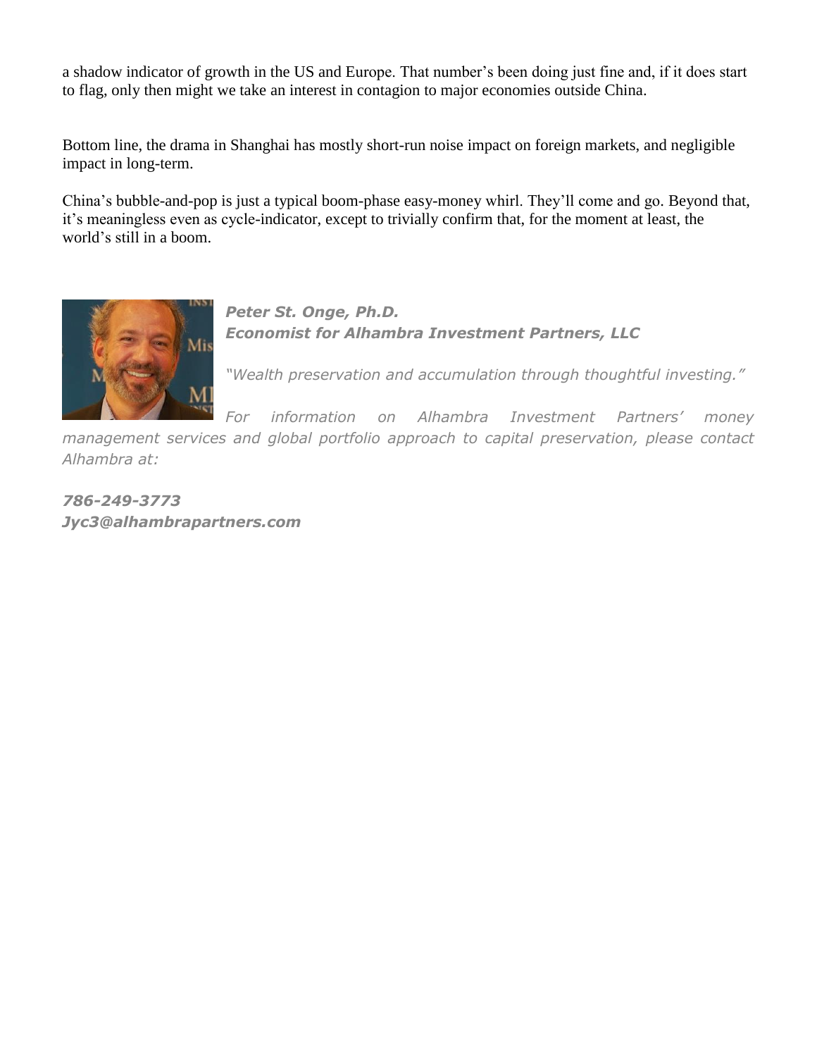a shadow indicator of growth in the US and Europe. That number's been doing just fine and, if it does start to flag, only then might we take an interest in contagion to major economies outside China.

Bottom line, the drama in Shanghai has mostly short-run noise impact on foreign markets, and negligible impact in long-term.

China's bubble-and-pop is just a typical boom-phase easy-money whirl. They'll come and go. Beyond that, it's meaningless even as cycle-indicator, except to trivially confirm that, for the moment at least, the world's still in a boom.

***Peter St. Onge, Ph.D.***
***Economist for Alhambra Investment Partners, LLC***

*"Wealth preservation and accumulation through thoughtful investing."*

*For information on Alhambra Investment Partners' money management services and global portfolio approach to capital preservation, please contact Alhambra at:*

***786-249-3773***
***Jyc3@alhambrapartners.com***